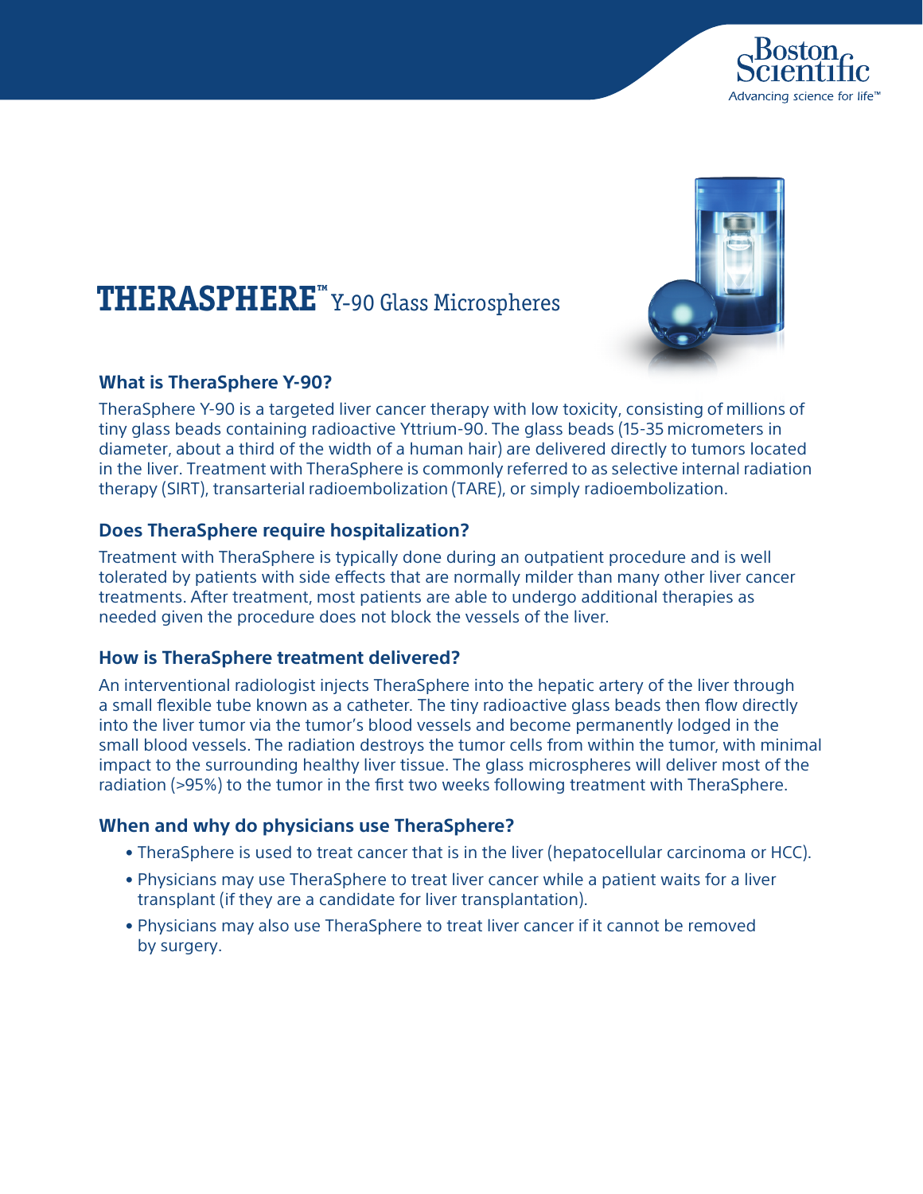# THERASPHERE™ Y-90 Glass Microspheres

## What is TheraSphere Y-90?

TheraSphere Y-90 is a targeted liver cancer therapy with low toxicity, consisting of millions of tiny glass beads containing radioactive Yttrium-90. The glass beads (15-35 micrometers in diameter, about a third of the width of a human hair) are delivered directly to tumors located in the liver. Treatment with TheraSphere is commonly referred to as selective internal radiation therapy (SIRT), transarterial radioembolization (TARE), or simply radioembolization.

## Does TheraSphere require hospitalization?

Treatment with TheraSphere is typically done during an outpatient procedure and is well tolerated by patients with side effects that are normally milder than many other liver cancer treatments. After treatment, most patients are able to undergo additional therapies as needed given the procedure does not block the vessels of the liver.

## How is TheraSphere treatment delivered?

An interventional radiologist injects TheraSphere into the hepatic artery of the liver through a small flexible tube known as a catheter. The tiny radioactive glass beads then flow directly into the liver tumor via the tumor's blood vessels and become permanently lodged in the small blood vessels. The radiation destroys the tumor cells from within the tumor, with minimal impact to the surrounding healthy liver tissue. The glass microspheres will deliver most of the radiation (>95%) to the tumor in the first two weeks following treatment with TheraSphere.

## When and why do physicians use TheraSphere?

- TheraSphere is used to treat cancer that is in the liver (hepatocellular carcinoma or HCC).
- Physicians may use TheraSphere to treat liver cancer while a patient waits for a liver transplant (if they are a candidate for liver transplantation).
- Physicians may also use TheraSphere to treat liver cancer if it cannot be removed by surgery.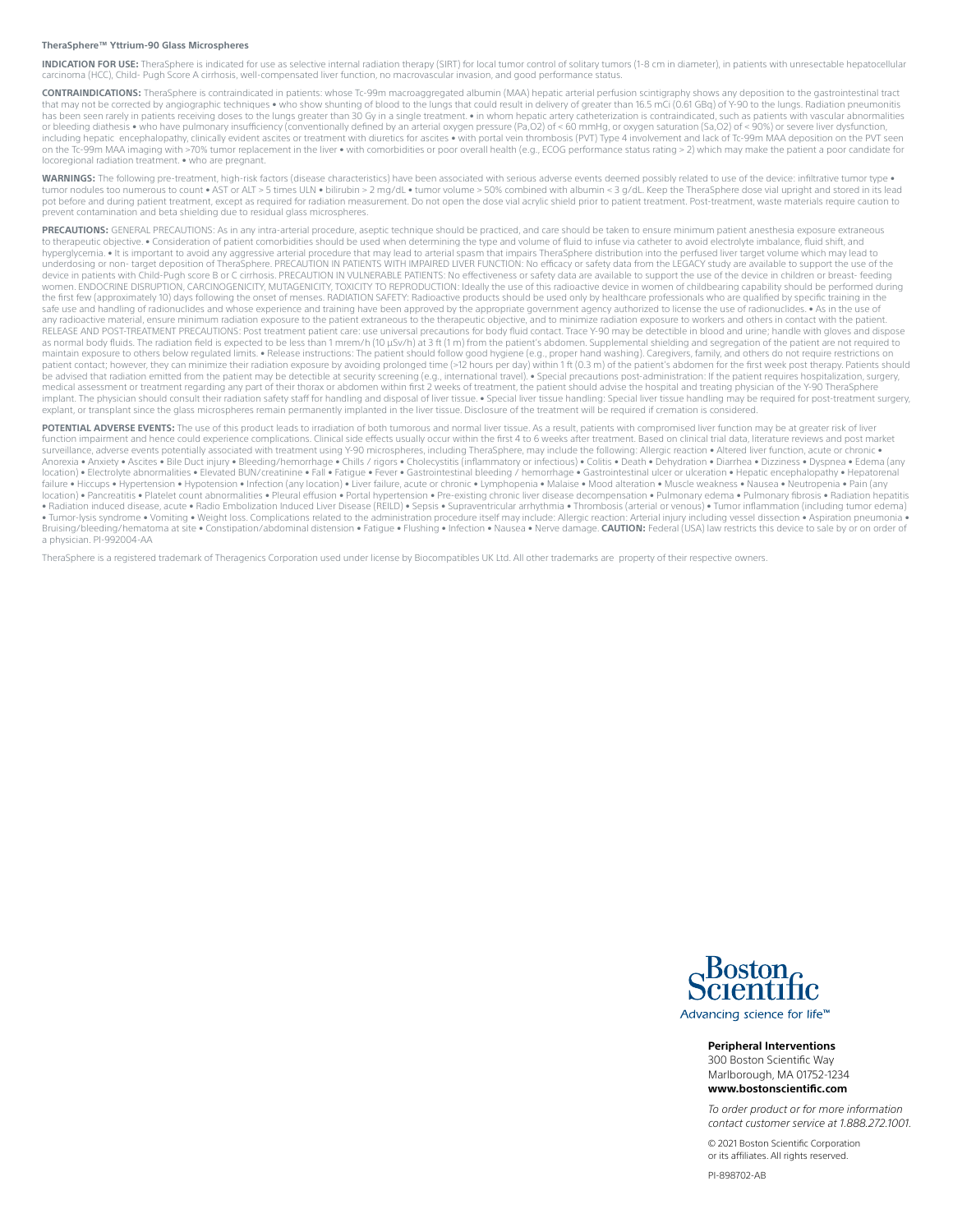**TheraSphere™ Yttrium-90 Glass Microspheres**

**INDICATION FOR USE:** TheraSphere is indicated for use as selective internal radiation therapy (SIRT) for local tumor control of solitary tumors (1-8 cm in diameter), in patients with unresectable hepatocellular carcinoma (HCC), Child- Pugh Score A cirrhosis, well-compensated liver function, no macrovascular invasion, and good performance status.

**CONTRAINDICATIONS:** TheraSphere is contraindicated in patients: whose Tc-99m macroaggregated albumin (MAA) hepatic arterial perfusion scintigraphy shows any deposition to the gastrointestinal tract that may not be corrected by angiographic techniques • who show shunting of blood to the lungs that could result in delivery of greater than 16.5 mCi (0.61 GBq) of Y-90 to the lungs. Radiation pneumonitis has been seen rarely in patients receiving doses to the lungs greater than 30 Gy in a single treatment. • in whom hepatic artery catheterization is contraindicated, such as patients with vascular abnormalities or bleeding diathesis • who have pulmonary insufficiency (conventionally defined by an arterial oxygen pressure ($Pa,O_2$) of < 60 mmHg, or oxygen saturation ($Sa,O_2$) of < 90%) or severe liver dysfunction, including hepatic encephalopathy, clinically evident ascites or treatment with diuretics for ascites • with portal vein thrombosis (PVT) Type 4 involvement and lack of Tc-99m MAA deposition on the PVT seen on the Tc-99m MAA imaging with >70% tumor replacement in the liver • with comorbidities or poor overall health (e.g., ECOG performance status rating > 2) which may make the patient a poor candidate for locoregional radiation treatment. • who are pregnant.

**WARNINGS:** The following pre-treatment, high-risk factors (disease characteristics) have been associated with serious adverse events deemed possibly related to use of the device: infiltrative tumor type • tumor nodules too numerous to count • AST or ALT > 5 times ULN • bilirubin > 2 mg/dL • tumor volume > 50% combined with albumin < 3 g/dL. Keep the TheraSphere dose vial upright and stored in its lead pot before and during patient treatment, except as required for radiation measurement. Do not open the dose vial acrylic shield prior to patient treatment. Post-treatment, waste materials require caution to prevent contamination and beta shielding due to residual glass microspheres.

**PRECAUTIONS:** GENERAL PRECAUTIONS: As in any intra-arterial procedure, aseptic technique should be practiced, and care should be taken to ensure minimum patient anesthesia exposure extraneous to therapeutic objective. • Consideration of patient comorbidities should be used when determining the type and volume of fluid to infuse via catheter to avoid electrolyte imbalance, fluid shift, and hyperglycemia. • It is important to avoid any aggressive arterial procedure that may lead to arterial spasm that impairs TheraSphere distribution into the perfused liver target volume which may lead to underdosing or non- target deposition of TheraSphere. PRECAUTION IN PATIENTS WITH IMPAIRED LIVER FUNCTION: No efficacy or safety data from the LEGACY study are available to support the use of the device in patients with Child-Pugh score B or C cirrhosis. PRECAUTION IN VULNERABLE PATIENTS: No effectiveness or safety data are available to support the use of the device in children or breast- feeding women. ENDOCRINE DISRUPTION, CARCINOGENICITY, MUTAGENICITY, TOXICITY TO REPRODUCTION: Ideally the use of this radioactive device in women of childbearing capability should be performed during the first few (approximately 10) days following the onset of menses. RADIATION SAFETY: Radioactive products should be used only by healthcare professionals who are qualified by specific training in the safe use and handling of radionuclides and whose experience and training have been approved by the appropriate government agency authorized to license the use of radionuclides. • As in the use of any radioactive material, ensure minimum radiation exposure to the patient extraneous to the therapeutic objective, and to minimize radiation exposure to workers and others in contact with the patient. RELEASE AND POST-TREATMENT PRECAUTIONS: Post treatment patient care: use universal precautions for body fluid contact. Trace Y-90 may be detectible in blood and urine; handle with gloves and dispose as normal body fluids. The radiation field is expected to be less than 1 mrem/h (10 µSv/h) at 3 ft (1 m) from the patient's abdomen. Supplemental shielding and segregation of the patient are not required to maintain exposure to others below regulated limits. • Release instructions: The patient should follow good hygiene (e.g., proper hand washing). Caregivers, family, and others do not require restrictions on patient contact; however, they can minimize their radiation exposure by avoiding prolonged time (>12 hours per day) within 1 ft (0.3 m) of the patient's abdomen for the first week post therapy. Patients should be advised that radiation emitted from the patient may be detectible at security screening (e.g., international travel). • Special precautions post-administration: If the patient requires hospitalization, surgery, medical assessment or treatment regarding any part of their thorax or abdomen within first 2 weeks of treatment, the patient should advise the hospital and treating physician of the Y-90 TheraSphere implant. The physician should consult their radiation safety staff for handling and disposal of liver tissue. • Special liver tissue handling: Special liver tissue handling may be required for post-treatment surgery, explant, or transplant since the glass microspheres remain permanently implanted in the liver tissue. Disclosure of the treatment will be required if cremation is considered.

**POTENTIAL ADVERSE EVENTS:** The use of this product leads to irradiation of both tumorous and normal liver tissue. As a result, patients with compromised liver function may be at greater risk of liver function impairment and hence could experience complications. Clinical side effects usually occur within the first 4 to 6 weeks after treatment. Based on clinical trial data, literature reviews and post market surveillance, adverse events potentially associated with treatment using Y-90 microspheres, including TheraSphere, may include the following: Allergic reaction • Altered liver function, acute or chronic • Anorexia • Anxiety • Ascites • Bile Duct injury • Bleeding/hemorrhage • Chills / rigors • Cholecystitis (inflammatory or infectious) • Colitis • Death • Dehydration • Diarrhea • Dizziness • Dyspnea • Edema (any location) • Electrolyte abnormalities • Elevated BUN/creatinine • Fall • Fatigue • Fever • Gastrointestinal bleeding / hemorrhage • Gastrointestinal ulcer or ulceration • Hepatic encephalopathy • Hepatorenal failure • Hiccups • Hypertension • Hypotension • Infection (any location) • Liver failure, acute or chronic • Lymphopenia • Malaise • Mood alteration • Muscle weakness • Nausea • Neutropenia • Pain (any location) • Pancreatitis • Platelet count abnormalities • Pleural effusion • Portal hypertension • Pre-existing chronic liver disease decompensation • Pulmonary edema • Pulmonary fibrosis • Radiation hepatitis • Radiation induced disease, acute • Radio Embolization Induced Liver Disease (REILD) • Sepsis • Supraventricular arrhythmia • Thrombosis (arterial or venous) • Tumor inflammation (including tumor edema) • Tumor-lysis syndrome • Vomiting • Weight loss. Complications related to the administration procedure itself may include: Allergic reaction: Arterial injury including vessel dissection • Aspiration pneumonia • Bruising/bleeding/hematoma at site • Constipation/abdominal distension • Fatigue • Flushing • Infection • Nausea • Nerve damage. **CAUTION:** Federal (USA) law restricts this device to sale by or on order of a physician. PI-992004-AA

TheraSphere is a registered trademark of Theragenics Corporation used under license by Biocompatibles UK Ltd. All other trademarks are property of their respective owners.

Boston Scientific

*Advancing science for life™*

**Peripheral Interventions**
300 Boston Scientific Way
Marlborough, MA 01752-1234
**www.bostonscientific.com**

*To order product or for more information contact customer service at 1.888.272.1001.*

© 2021 Boston Scientific Corporation or its affiliates. All rights reserved.

PI-898702-AB